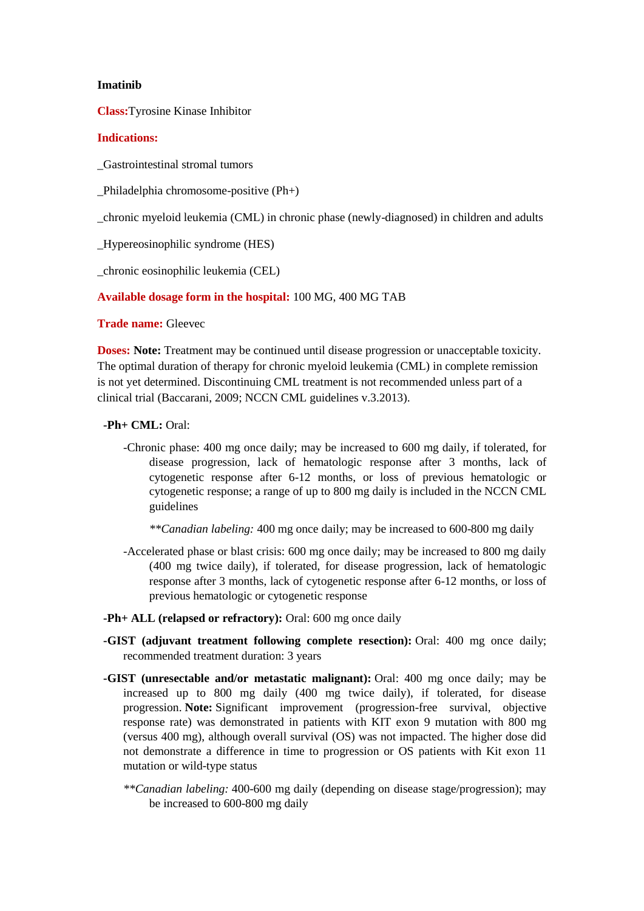**Imatinib**

**Class:** Tyrosine Kinase Inhibitor

**Indications:**

_Gastrointestinal stromal tumors

_Philadelphia chromosome-positive (Ph+)

_chronic myeloid leukemia (CML) in chronic phase (newly-diagnosed) in children and adults

_Hypereosinophilic syndrome (HES)

_chronic eosinophilic leukemia (CEL)

**Available dosage form in the hospital:** 100 MG, 400 MG TAB

**Trade name:** Gleevec

**Doses:** **Note:** Treatment may be continued until disease progression or unacceptable toxicity. The optimal duration of therapy for chronic myeloid leukemia (CML) in complete remission is not yet determined. Discontinuing CML treatment is not recommended unless part of a clinical trial (Baccarani, 2009; NCCN CML guidelines v.3.2013).

**-Ph+ CML:** Oral:

-Chronic phase: 400 mg once daily; may be increased to 600 mg daily, if tolerated, for disease progression, lack of hematologic response after 3 months, lack of cytogenetic response after 6-12 months, or loss of previous hematologic or cytogenetic response; a range of up to 800 mg daily is included in the NCCN CML guidelines

*\*\*Canadian labeling:* 400 mg once daily; may be increased to 600-800 mg daily

-Accelerated phase or blast crisis: 600 mg once daily; may be increased to 800 mg daily (400 mg twice daily), if tolerated, for disease progression, lack of hematologic response after 3 months, lack of cytogenetic response after 6-12 months, or loss of previous hematologic or cytogenetic response

**-Ph+ ALL (relapsed or refractory):** Oral: 600 mg once daily

**-GIST (adjuvant treatment following complete resection):** Oral: 400 mg once daily; recommended treatment duration: 3 years

**-GIST (unresectable and/or metastatic malignant):** Oral: 400 mg once daily; may be increased up to 800 mg daily (400 mg twice daily), if tolerated, for disease progression. **Note:** Significant improvement (progression-free survival, objective response rate) was demonstrated in patients with KIT exon 9 mutation with 800 mg (versus 400 mg), although overall survival (OS) was not impacted. The higher dose did not demonstrate a difference in time to progression or OS patients with Kit exon 11 mutation or wild-type status

*\*\*Canadian labeling:* 400-600 mg daily (depending on disease stage/progression); may be increased to 600-800 mg daily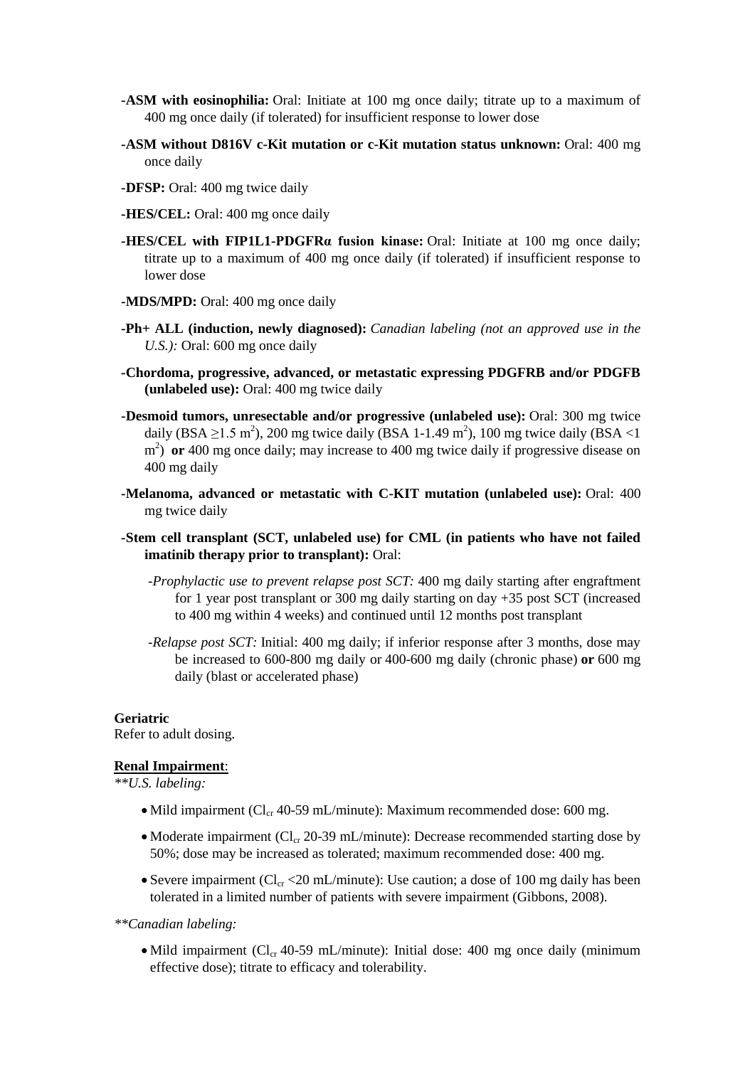**-ASM with eosinophilia:** Oral: Initiate at 100 mg once daily; titrate up to a maximum of 400 mg once daily (if tolerated) for insufficient response to lower dose

**-ASM without D816V c-Kit mutation or c-Kit mutation status unknown:** Oral: 400 mg once daily

**-DFSP:** Oral: 400 mg twice daily

**-HES/CEL:** Oral: 400 mg once daily

**-HES/CEL with FIP1L1-PDGFRα fusion kinase:** Oral: Initiate at 100 mg once daily; titrate up to a maximum of 400 mg once daily (if tolerated) if insufficient response to lower dose

**-MDS/MPD:** Oral: 400 mg once daily

**-Ph+ ALL (induction, newly diagnosed):** *Canadian labeling (not an approved use in the U.S.):* Oral: 600 mg once daily

**-Chordoma, progressive, advanced, or metastatic expressing PDGFRB and/or PDGFB (unlabeled use):** Oral: 400 mg twice daily

**-Desmoid tumors, unresectable and/or progressive (unlabeled use):** Oral: 300 mg twice daily (BSA ≥1.5 $m^2$), 200 mg twice daily (BSA 1-1.49 $m^2$), 100 mg twice daily (BSA <1 $m^2$) **or** 400 mg once daily; may increase to 400 mg twice daily if progressive disease on 400 mg daily

**-Melanoma, advanced or metastatic with C-KIT mutation (unlabeled use):** Oral: 400 mg twice daily

**-Stem cell transplant (SCT, unlabeled use) for CML (in patients who have not failed imatinib therapy prior to transplant):** Oral:

- *-Prophylactic use to prevent relapse post SCT:* 400 mg daily starting after engraftment for 1 year post transplant or 300 mg daily starting on day +35 post SCT (increased to 400 mg within 4 weeks) and continued until 12 months post transplant
- *-Relapse post SCT:* Initial: 400 mg daily; if inferior response after 3 months, dose may be increased to 600-800 mg daily or 400-600 mg daily (chronic phase) **or** 600 mg daily (blast or accelerated phase)

**Geriatric**
Refer to adult dosing.

**Renal Impairment**:

*\*\*U.S. labeling:*

- Mild impairment ($Cl_{cr}$ 40-59 mL/minute): Maximum recommended dose: 600 mg.
- Moderate impairment ($Cl_{cr}$ 20-39 mL/minute): Decrease recommended starting dose by 50%; dose may be increased as tolerated; maximum recommended dose: 400 mg.
- Severe impairment ($Cl_{cr}$ <20 mL/minute): Use caution; a dose of 100 mg daily has been tolerated in a limited number of patients with severe impairment (Gibbons, 2008).

*\*\*Canadian labeling:*

- Mild impairment ($Cl_{cr}$ 40-59 mL/minute): Initial dose: 400 mg once daily (minimum effective dose); titrate to efficacy and tolerability.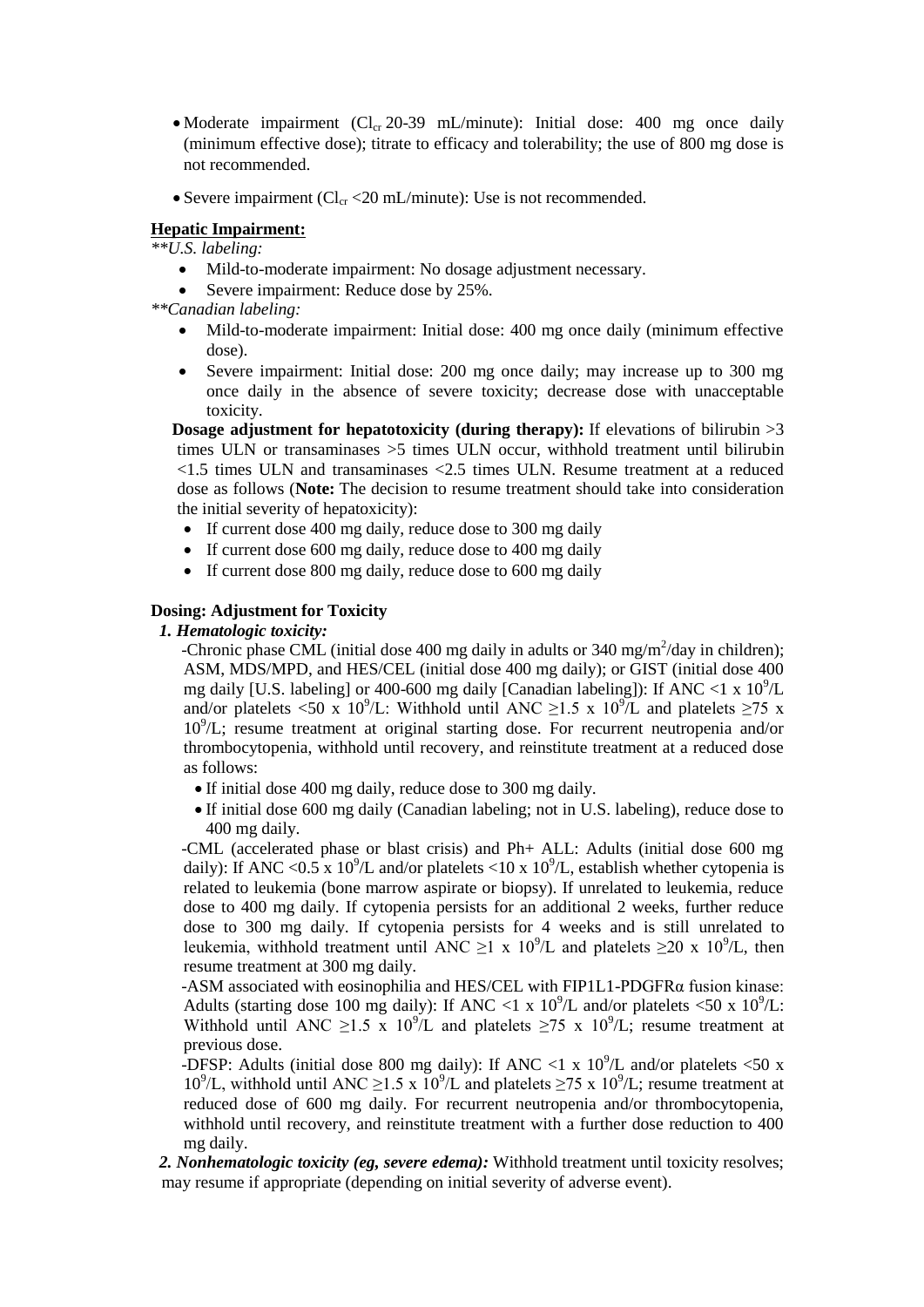- Moderate impairment ($Cl_{cr}$ 20-39 mL/minute): Initial dose: 400 mg once daily (minimum effective dose); titrate to efficacy and tolerability; the use of 800 mg dose is not recommended.
- Severe impairment ($Cl_{cr}$ <20 mL/minute): Use is not recommended.

**Hepatic Impairment:**

*\*\*U.S. labeling:*

- Mild-to-moderate impairment: No dosage adjustment necessary.
- Severe impairment: Reduce dose by 25%.

*\*\*Canadian labeling:*

- Mild-to-moderate impairment: Initial dose: 400 mg once daily (minimum effective dose).
- Severe impairment: Initial dose: 200 mg once daily; may increase up to 300 mg once daily in the absence of severe toxicity; decrease dose with unacceptable toxicity.

**Dosage adjustment for hepatotoxicity (during therapy):** If elevations of bilirubin >3 times ULN or transaminases >5 times ULN occur, withhold treatment until bilirubin <1.5 times ULN and transaminases <2.5 times ULN. Resume treatment at a reduced dose as follows (**Note:** The decision to resume treatment should take into consideration the initial severity of hepatotoxicity):

- If current dose 400 mg daily, reduce dose to 300 mg daily
- If current dose 600 mg daily, reduce dose to 400 mg daily
- If current dose 800 mg daily, reduce dose to 600 mg daily

**Dosing: Adjustment for Toxicity**

***1. Hematologic toxicity:***

-Chronic phase CML (initial dose 400 mg daily in adults or 340 mg/m$^2$/day in children); ASM, MDS/MPD, and HES/CEL (initial dose 400 mg daily); or GIST (initial dose 400 mg daily [U.S. labeling] or 400-600 mg daily [Canadian labeling]): If ANC <1 x $10^9$/L and/or platelets <50 x $10^9$/L: Withhold until ANC ≥1.5 x $10^9$/L and platelets ≥75 x $10^9$/L; resume treatment at original starting dose. For recurrent neutropenia and/or thrombocytopenia, withhold until recovery, and reinstitute treatment at a reduced dose as follows:

- If initial dose 400 mg daily, reduce dose to 300 mg daily.
- If initial dose 600 mg daily (Canadian labeling; not in U.S. labeling), reduce dose to 400 mg daily.

-CML (accelerated phase or blast crisis) and Ph+ ALL: Adults (initial dose 600 mg daily): If ANC <0.5 x $10^9$/L and/or platelets <10 x $10^9$/L, establish whether cytopenia is related to leukemia (bone marrow aspirate or biopsy). If unrelated to leukemia, reduce dose to 400 mg daily. If cytopenia persists for an additional 2 weeks, further reduce dose to 300 mg daily. If cytopenia persists for 4 weeks and is still unrelated to leukemia, withhold treatment until ANC ≥1 x $10^9$/L and platelets ≥20 x $10^9$/L, then resume treatment at 300 mg daily.

-ASM associated with eosinophilia and HES/CEL with FIP1L1-PDGFRα fusion kinase: Adults (starting dose 100 mg daily): If ANC <1 x $10^9$/L and/or platelets <50 x $10^9$/L: Withhold until ANC ≥1.5 x $10^9$/L and platelets ≥75 x $10^9$/L; resume treatment at previous dose.

-DFSP: Adults (initial dose 800 mg daily): If ANC <1 x $10^9$/L and/or platelets <50 x $10^9$/L, withhold until ANC ≥1.5 x $10^9$/L and platelets ≥75 x $10^9$/L; resume treatment at reduced dose of 600 mg daily. For recurrent neutropenia and/or thrombocytopenia, withhold until recovery, and reinstitute treatment with a further dose reduction to 400 mg daily.

***2. Nonhematologic toxicity (eg, severe edema):*** Withhold treatment until toxicity resolves; may resume if appropriate (depending on initial severity of adverse event).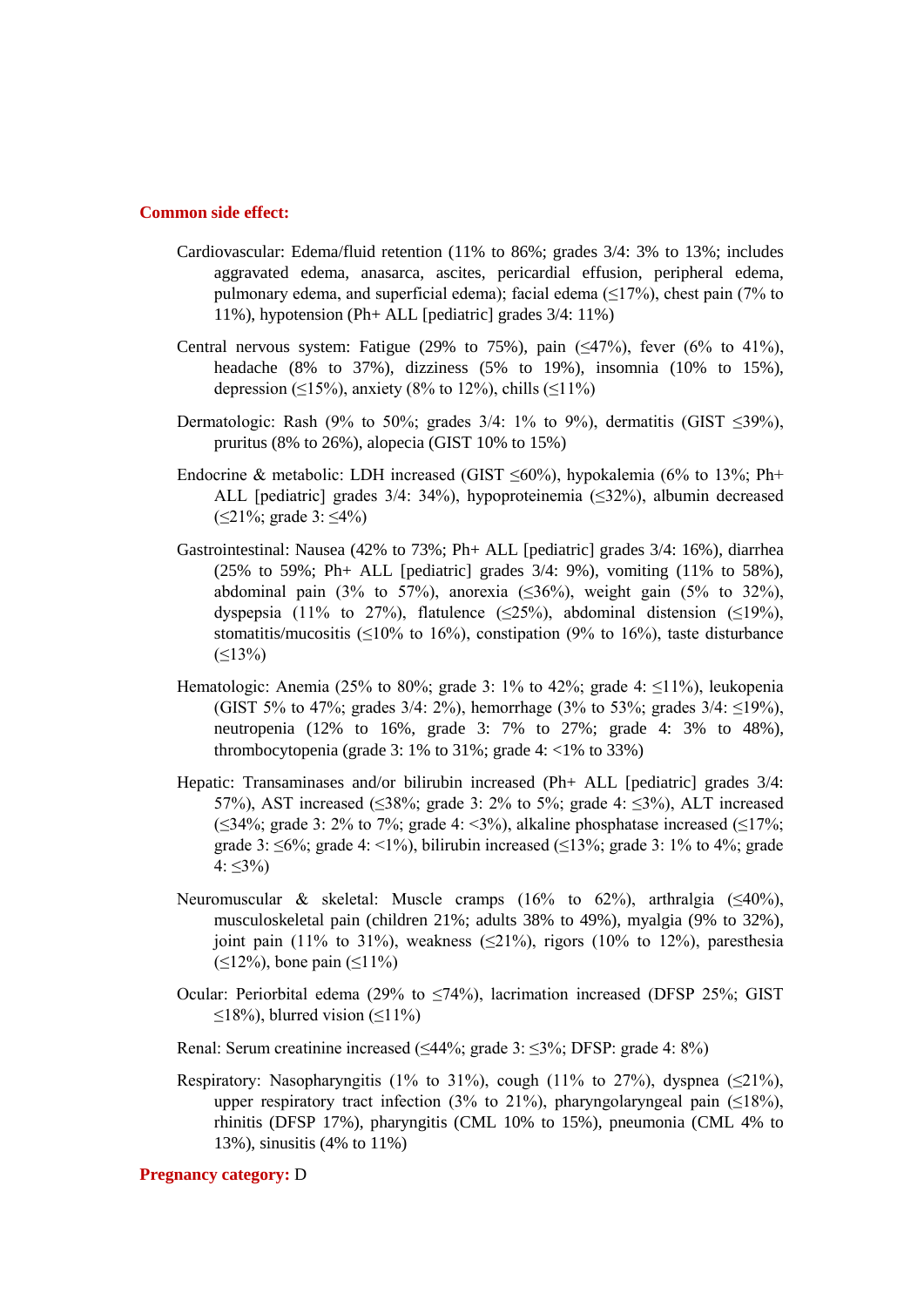**Common side effect:**

Cardiovascular: Edema/fluid retention (11% to 86%; grades 3/4: 3% to 13%; includes aggravated edema, anasarca, ascites, pericardial effusion, peripheral edema, pulmonary edema, and superficial edema); facial edema (≤17%), chest pain (7% to 11%), hypotension (Ph+ ALL [pediatric] grades 3/4: 11%)

Central nervous system: Fatigue (29% to 75%), pain (≤47%), fever (6% to 41%), headache (8% to 37%), dizziness (5% to 19%), insomnia (10% to 15%), depression (≤15%), anxiety (8% to 12%), chills (≤11%)

Dermatologic: Rash (9% to 50%; grades 3/4: 1% to 9%), dermatitis (GIST ≤39%), pruritus (8% to 26%), alopecia (GIST 10% to 15%)

Endocrine & metabolic: LDH increased (GIST ≤60%), hypokalemia (6% to 13%; Ph+ ALL [pediatric] grades 3/4: 34%), hypoproteinemia (≤32%), albumin decreased (≤21%; grade 3: ≤4%)

Gastrointestinal: Nausea (42% to 73%; Ph+ ALL [pediatric] grades 3/4: 16%), diarrhea (25% to 59%; Ph+ ALL [pediatric] grades 3/4: 9%), vomiting (11% to 58%), abdominal pain (3% to 57%), anorexia (≤36%), weight gain (5% to 32%), dyspepsia (11% to 27%), flatulence (≤25%), abdominal distension (≤19%), stomatitis/mucositis (≤10% to 16%), constipation (9% to 16%), taste disturbance (≤13%)

Hematologic: Anemia (25% to 80%; grade 3: 1% to 42%; grade 4: ≤11%), leukopenia (GIST 5% to 47%; grades 3/4: 2%), hemorrhage (3% to 53%; grades 3/4: ≤19%), neutropenia (12% to 16%, grade 3: 7% to 27%; grade 4: 3% to 48%), thrombocytopenia (grade 3: 1% to 31%; grade 4: <1% to 33%)

Hepatic: Transaminases and/or bilirubin increased (Ph+ ALL [pediatric] grades 3/4: 57%), AST increased (≤38%; grade 3: 2% to 5%; grade 4: ≤3%), ALT increased (≤34%; grade 3: 2% to 7%; grade 4: <3%), alkaline phosphatase increased (≤17%; grade 3: ≤6%; grade 4: <1%), bilirubin increased (≤13%; grade 3: 1% to 4%; grade 4: ≤3%)

Neuromuscular & skeletal: Muscle cramps (16% to 62%), arthralgia (≤40%), musculoskeletal pain (children 21%; adults 38% to 49%), myalgia (9% to 32%), joint pain (11% to 31%), weakness (≤21%), rigors (10% to 12%), paresthesia (≤12%), bone pain (≤11%)

Ocular: Periorbital edema (29% to ≤74%), lacrimation increased (DFSP 25%; GIST ≤18%), blurred vision (≤11%)

Renal: Serum creatinine increased (≤44%; grade 3: ≤3%; DFSP: grade 4: 8%)

Respiratory: Nasopharyngitis (1% to 31%), cough (11% to 27%), dyspnea (≤21%), upper respiratory tract infection (3% to 21%), pharyngolaryngeal pain (≤18%), rhinitis (DFSP 17%), pharyngitis (CML 10% to 15%), pneumonia (CML 4% to 13%), sinusitis (4% to 11%)

**Pregnancy category:** D